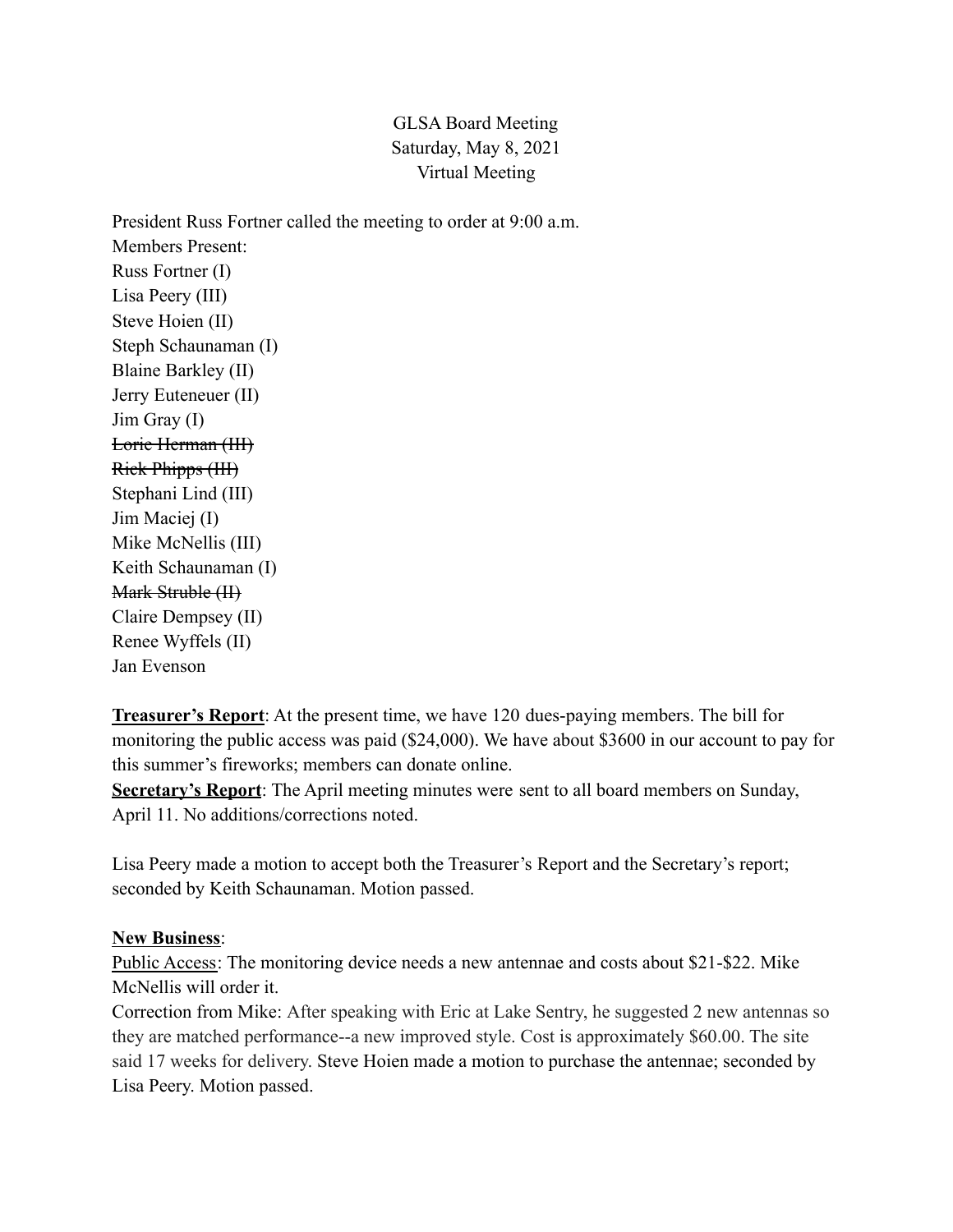GLSA Board Meeting
Saturday, May 8, 2021
Virtual Meeting

President Russ Fortner called the meeting to order at 9:00 a.m.
Members Present:
Russ Fortner (I)
Lisa Peery (III)
Steve Hoien (II)
Steph Schaunaman (I)
Blaine Barkley (II)
Jerry Euteneuer (II)
Jim Gray (I)
~~Lorie Herman (III)~~
~~Rick Phipps (III)~~
Stephani Lind (III)
Jim Maciej (I)
Mike McNellis (III)
Keith Schaunaman (I)
~~Mark Struble (II)~~
Claire Dempsey (II)
Renee Wyffels (II)
Jan Evenson

**Treasurer's Report**: At the present time, we have 120 dues-paying members. The bill for monitoring the public access was paid ($24,000). We have about $3600 in our account to pay for this summer's fireworks; members can donate online.
**Secretary's Report**: The April meeting minutes were sent to all board members on Sunday, April 11. No additions/corrections noted.

Lisa Peery made a motion to accept both the Treasurer's Report and the Secretary's report; seconded by Keith Schaunaman. Motion passed.

**New Business**:
Public Access: The monitoring device needs a new antennae and costs about $21-$22. Mike McNellis will order it.
Correction from Mike: After speaking with Eric at Lake Sentry, he suggested 2 new antennas so they are matched performance--a new improved style. Cost is approximately $60.00. The site said 17 weeks for delivery. Steve Hoien made a motion to purchase the antennae; seconded by Lisa Peery. Motion passed.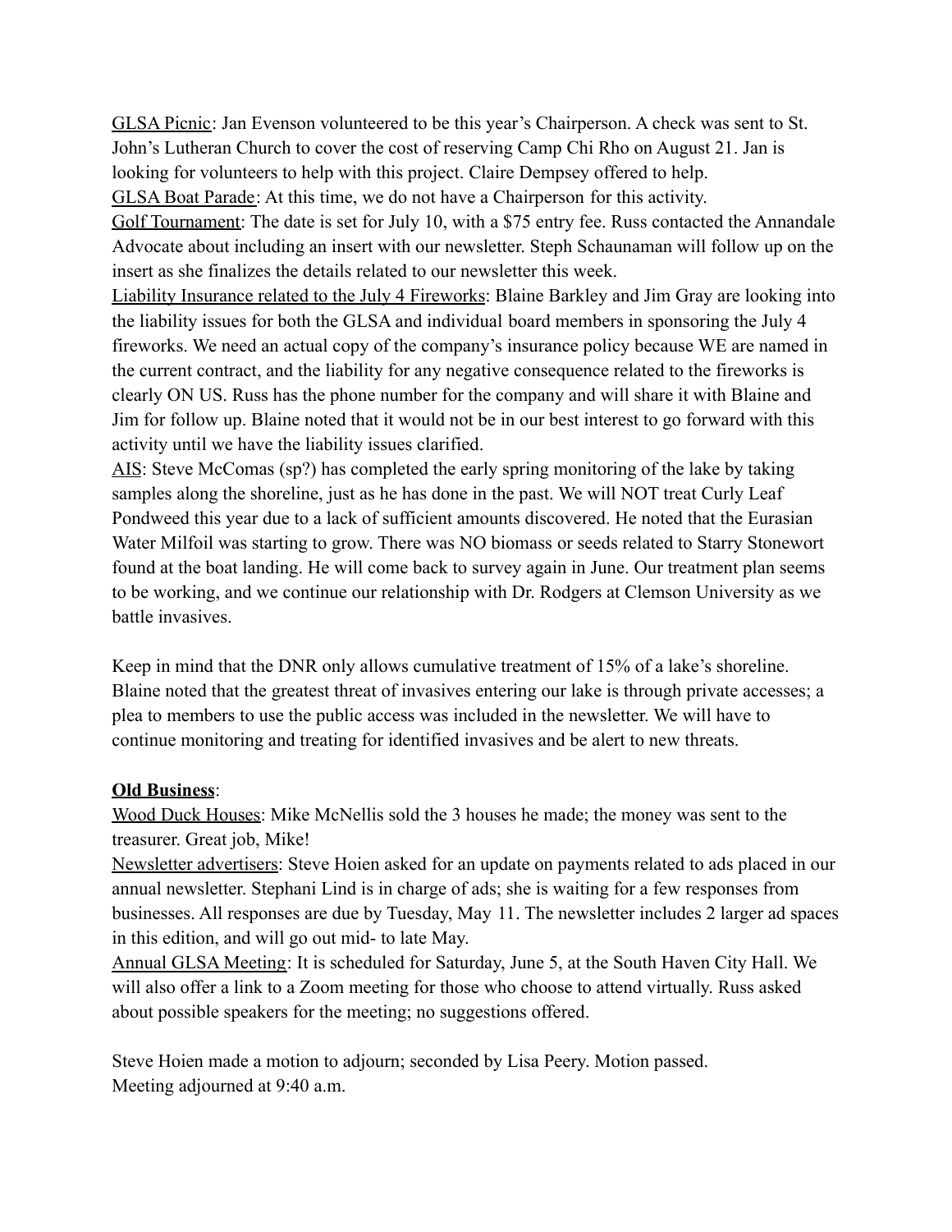<u>GLSA Picnic</u>: Jan Evenson volunteered to be this year's Chairperson. A check was sent to St. John's Lutheran Church to cover the cost of reserving Camp Chi Rho on August 21. Jan is looking for volunteers to help with this project. Claire Dempsey offered to help.

<u>GLSA Boat Parade</u>: At this time, we do not have a Chairperson for this activity.

<u>Golf Tournament</u>: The date is set for July 10, with a $75 entry fee. Russ contacted the Annandale Advocate about including an insert with our newsletter. Steph Schaunaman will follow up on the insert as she finalizes the details related to our newsletter this week.

<u>Liability Insurance related to the July 4 Fireworks</u>: Blaine Barkley and Jim Gray are looking into the liability issues for both the GLSA and individual board members in sponsoring the July 4 fireworks. We need an actual copy of the company's insurance policy because WE are named in the current contract, and the liability for any negative consequence related to the fireworks is clearly ON US. Russ has the phone number for the company and will share it with Blaine and Jim for follow up. Blaine noted that it would not be in our best interest to go forward with this activity until we have the liability issues clarified.

<u>AIS</u>: Steve McComas (sp?) has completed the early spring monitoring of the lake by taking samples along the shoreline, just as he has done in the past. We will NOT treat Curly Leaf Pondweed this year due to a lack of sufficient amounts discovered. He noted that the Eurasian Water Milfoil was starting to grow. There was NO biomass or seeds related to Starry Stonewort found at the boat landing. He will come back to survey again in June. Our treatment plan seems to be working, and we continue our relationship with Dr. Rodgers at Clemson University as we battle invasives.

Keep in mind that the DNR only allows cumulative treatment of 15% of a lake's shoreline. Blaine noted that the greatest threat of invasives entering our lake is through private accesses; a plea to members to use the public access was included in the newsletter. We will have to continue monitoring and treating for identified invasives and be alert to new threats.

**<u>Old Business</u>**:

<u>Wood Duck Houses</u>: Mike McNellis sold the 3 houses he made; the money was sent to the treasurer. Great job, Mike!

<u>Newsletter advertisers</u>: Steve Hoien asked for an update on payments related to ads placed in our annual newsletter. Stephani Lind is in charge of ads; she is waiting for a few responses from businesses. All responses are due by Tuesday, May 11. The newsletter includes 2 larger ad spaces in this edition, and will go out mid- to late May.

<u>Annual GLSA Meeting</u>: It is scheduled for Saturday, June 5, at the South Haven City Hall. We will also offer a link to a Zoom meeting for those who choose to attend virtually. Russ asked about possible speakers for the meeting; no suggestions offered.

Steve Hoien made a motion to adjourn; seconded by Lisa Peery. Motion passed.
Meeting adjourned at 9:40 a.m.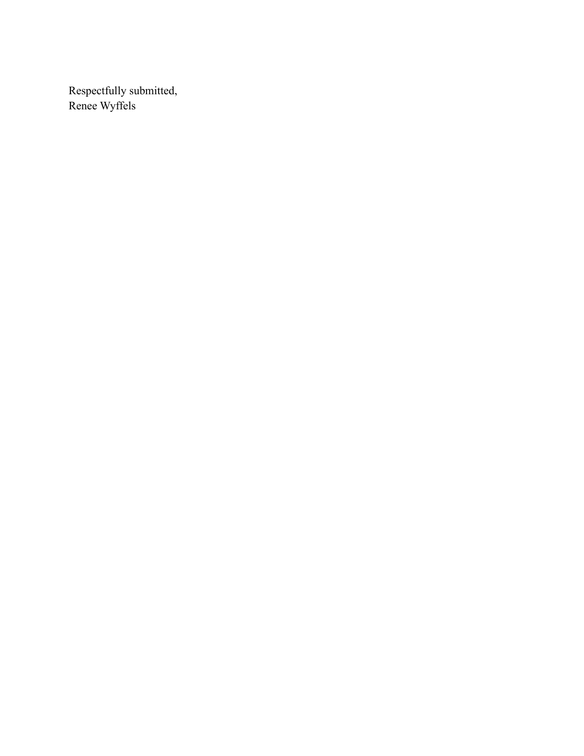Respectfully submitted,
Renee Wyffels